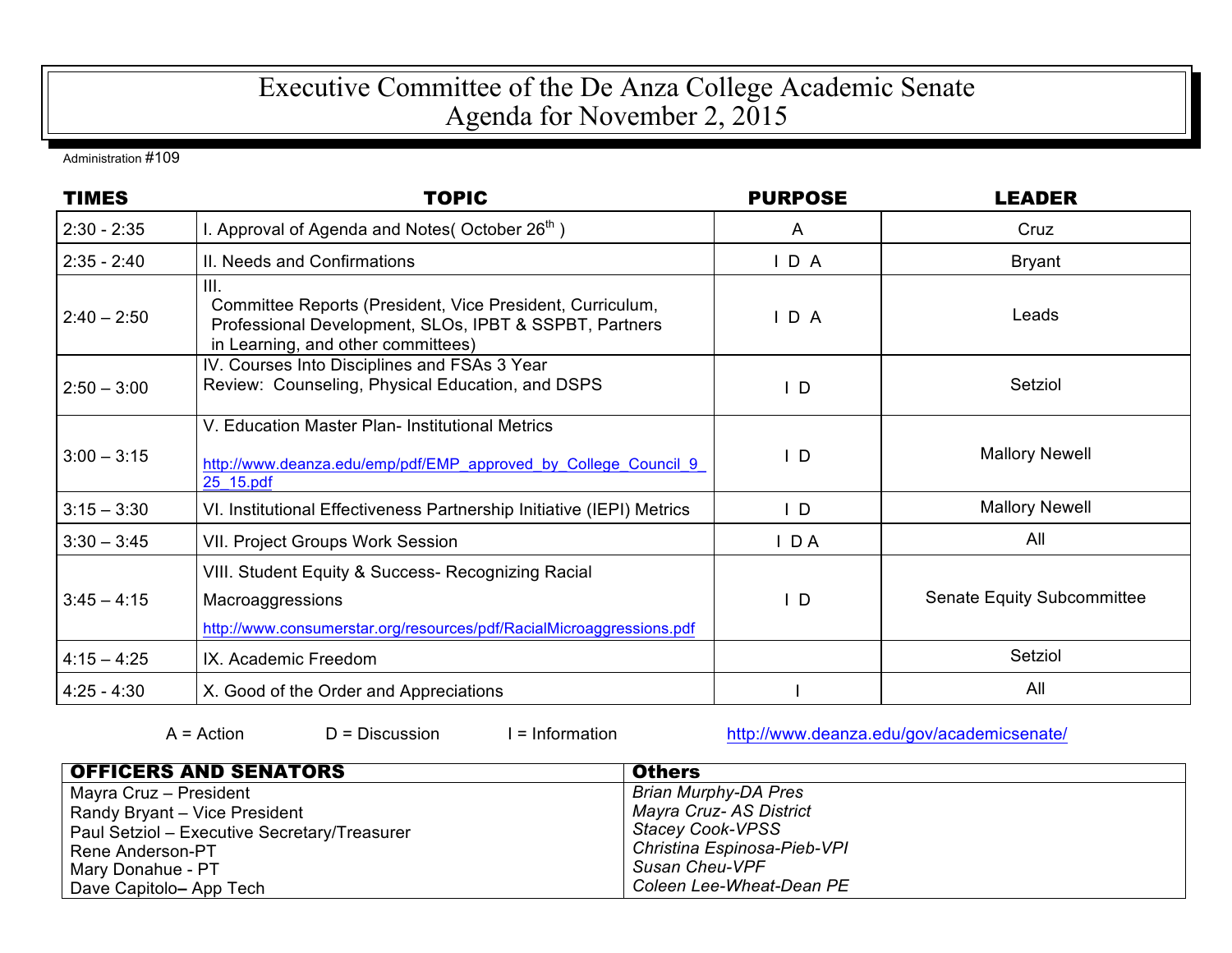# Executive Committee of the De Anza College Academic Senate
# Agenda for November 2, 2015

Administration #109

| TIMES | TOPIC | PURPOSE | LEADER |
|---|---|---|---|
| 2:30 - 2:35 | I. Approval of Agenda and Notes( October 26th ) | A | Cruz |
| 2:35 - 2:40 | II. Needs and Confirmations | I D A | Bryant |
| 2:40 – 2:50 | III. Committee Reports (President, Vice President, Curriculum, Professional Development, SLOs, IPBT & SSPBT, Partners in Learning, and other committees) | I D A | Leads |
| 2:50 – 3:00 | IV. Courses Into Disciplines and FSAs 3 Year Review: Counseling, Physical Education, and DSPS | I D | Setziol |
| 3:00 – 3:15 | V. Education Master Plan- Institutional Metrics http://www.deanza.edu/emp/pdf/EMP_approved_by_College_Council_9_25_15.pdf | I D | Mallory Newell |
| 3:15 – 3:30 | VI. Institutional Effectiveness Partnership Initiative (IEPI) Metrics | I D | Mallory Newell |
| 3:30 – 3:45 | VII. Project Groups Work Session | I D A | All |
| 3:45 – 4:15 | VIII. Student Equity & Success- Recognizing Racial Macroaggressions http://www.consumerstar.org/resources/pdf/RacialMicroaggressions.pdf | I D | Senate Equity Subcommittee |
| 4:15 – 4:25 | IX. Academic Freedom | | Setziol |
| 4:25 - 4:30 | X. Good of the Order and Appreciations | I | All |

A = Action D = Discussion I = Information http://www.deanza.edu/gov/academicsenate/

| OFFICERS AND SENATORS | Others |
|---|---|
| Mayra Cruz – President | *Brian Murphy-DA Pres* |
| Randy Bryant – Vice President | *Mayra Cruz- AS District* |
| Paul Setziol – Executive Secretary/Treasurer | *Stacey Cook-VPSS* |
| Rene Anderson-PT | *Christina Espinosa-Pieb-VPI* |
| Mary Donahue - PT | *Susan Cheu-VPF* |
| Dave Capitolo– App Tech | *Coleen Lee-Wheat-Dean PE* |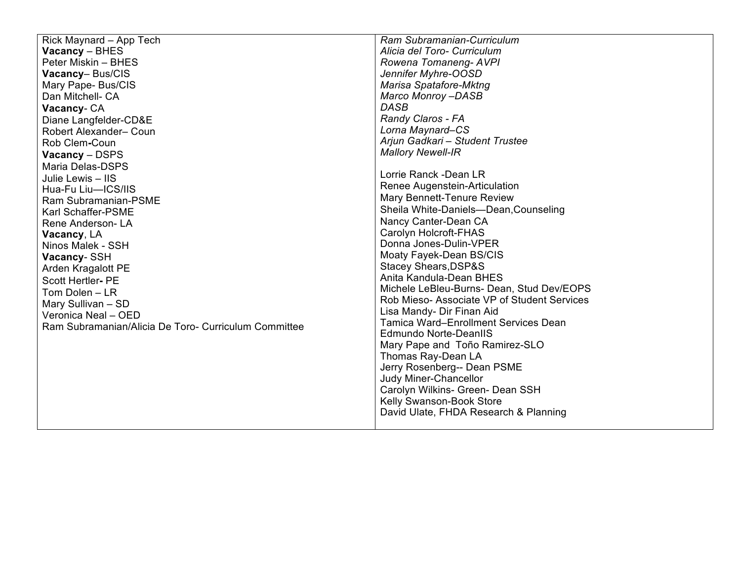| | |
|---|---|
| Rick Maynard – App Tech<br>**Vacancy** – BHES<br>Peter Miskin – BHES<br>**Vacancy**– Bus/CIS<br>Mary Pape- Bus/CIS<br>Dan Mitchell- CA<br>**Vacancy**- CA<br>Diane Langfelder-CD&E<br>Robert Alexander– Coun<br>Rob Clem**-**Coun<br>**Vacancy** – DSPS<br>Maria Delas-DSPS<br>Julie Lewis – IIS<br>Hua-Fu Liu—ICS/IIS<br>Ram Subramanian-PSME<br>Karl Schaffer-PSME<br>Rene Anderson- LA<br>**Vacancy**, LA<br>Ninos Malek - SSH<br>**Vacancy**- SSH<br>Arden Kragalott PE<br>Scott Hertler**-** PE<br>Tom Dolen – LR<br>Mary Sullivan – SD<br>Veronica Neal – OED<br>Ram Subramanian/Alicia De Toro- Curriculum Committee | *Ram Subramanian-Curriculum*<br>*Alicia del Toro- Curriculum*<br>*Rowena Tomaneng- AVPI*<br>*Jennifer Myhre-OOSD*<br>*Marisa Spatafore-Mktng*<br>*Marco Monroy –DASB*<br>*DASB*<br>*Randy Claros - FA*<br>*Lorna Maynard–CS*<br>*Arjun Gadkari – Student Trustee*<br>*Mallory Newell-IR*<br><br>Lorrie Ranck -Dean LR<br>Renee Augenstein-Articulation<br>Mary Bennett-Tenure Review<br>Sheila White-Daniels—Dean,Counseling<br>Nancy Canter-Dean CA<br>Carolyn Holcroft-FHAS<br>Donna Jones-Dulin-VPER<br>Moaty Fayek-Dean BS/CIS<br>Stacey Shears,DSP&S<br>Anita Kandula-Dean BHES<br>Michele LeBleu-Burns- Dean, Stud Dev/EOPS<br>Rob Mieso- Associate VP of Student Services<br>Lisa Mandy- Dir Finan Aid<br>Tamica Ward–Enrollment Services Dean<br>Edmundo Norte-DeanIIS<br>Mary Pape and Toño Ramirez-SLO<br>Thomas Ray-Dean LA<br>Jerry Rosenberg-- Dean PSME<br>Judy Miner-Chancellor<br>Carolyn Wilkins- Green- Dean SSH<br>Kelly Swanson-Book Store<br>David Ulate, FHDA Research & Planning |